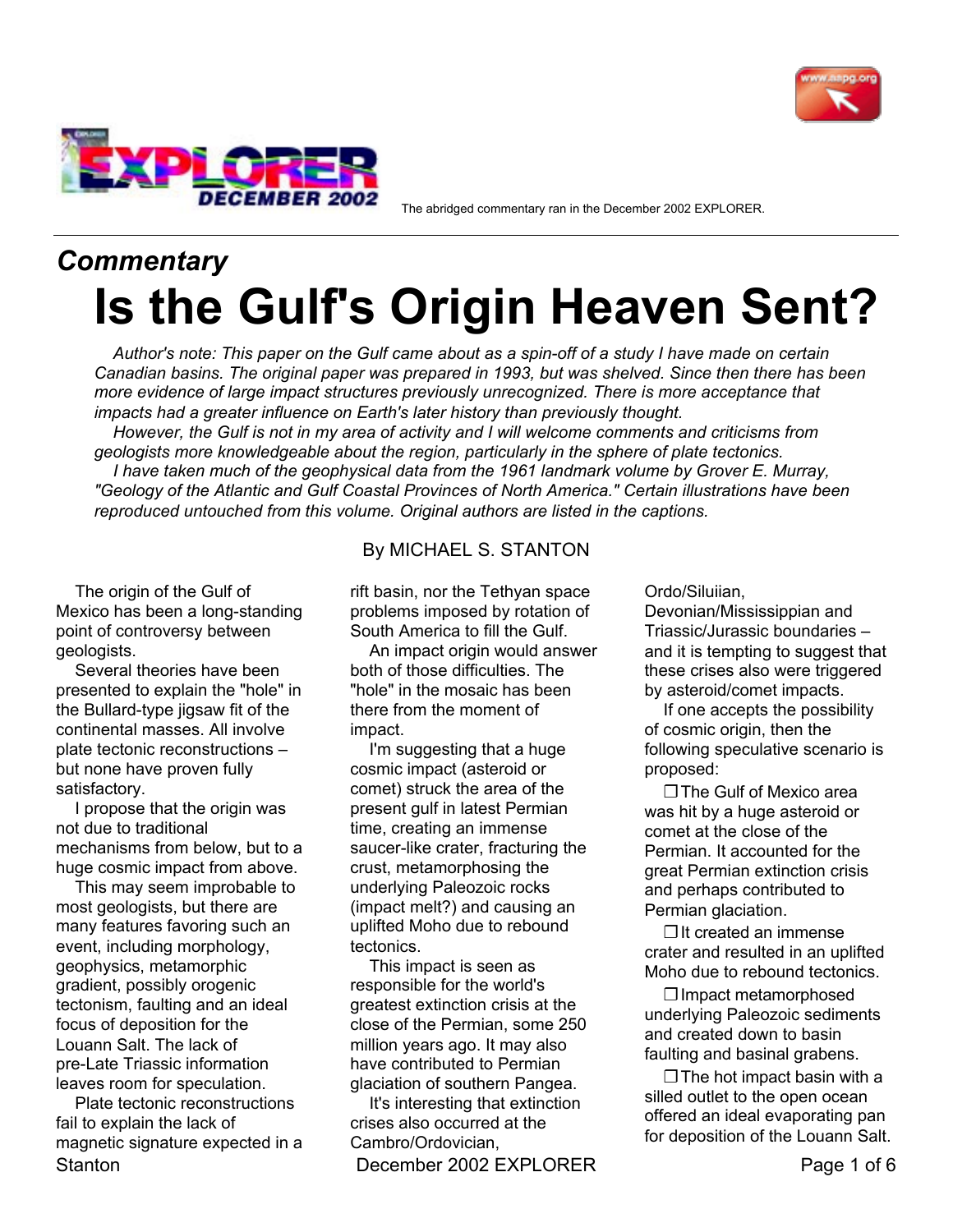The abridged commentary ran in the December 2002 EXPLORER.

## *Commentary*

# Is the Gulf's Origin Heaven Sent?

*Author's note: This paper on the Gulf came about as a spin-off of a study I have made on certain Canadian basins. The original paper was prepared in 1993, but was shelved. Since then there has been more evidence of large impact structures previously unrecognized. There is more acceptance that impacts had a greater influence on Earth's later history than previously thought.*

*However, the Gulf is not in my area of activity and I will welcome comments and criticisms from geologists more knowledgeable about the region, particularly in the sphere of plate tectonics.*

*I have taken much of the geophysical data from the 1961 landmark volume by Grover E. Murray, "Geology of the Atlantic and Gulf Coastal Provinces of North America." Certain illustrations have been reproduced untouched from this volume. Original authors are listed in the captions.*

By MICHAEL S. STANTON

The origin of the Gulf of Mexico has been a long-standing point of controversy between geologists.

Several theories have been presented to explain the "hole" in the Bullard-type jigsaw fit of the continental masses. All involve plate tectonic reconstructions – but none have proven fully satisfactory.

I propose that the origin was not due to traditional mechanisms from below, but to a huge cosmic impact from above.

This may seem improbable to most geologists, but there are many features favoring such an event, including morphology, geophysics, metamorphic gradient, possibly orogenic tectonism, faulting and an ideal focus of deposition for the Louann Salt. The lack of pre-Late Triassic information leaves room for speculation.

Plate tectonic reconstructions fail to explain the lack of magnetic signature expected in a rift basin, nor the Tethyan space problems imposed by rotation of South America to fill the Gulf.

An impact origin would answer both of those difficulties. The "hole" in the mosaic has been there from the moment of impact.

I'm suggesting that a huge cosmic impact (asteroid or comet) struck the area of the present gulf in latest Permian time, creating an immense saucer-like crater, fracturing the crust, metamorphosing the underlying Paleozoic rocks (impact melt?) and causing an uplifted Moho due to rebound tectonics.

This impact is seen as responsible for the world's greatest extinction crisis at the close of the Permian, some 250 million years ago. It may also have contributed to Permian glaciation of southern Pangea.

It's interesting that extinction crises also occurred at the Cambro/Ordovician, Ordo/Siluiian, Devonian/Mississippian and Triassic/Jurassic boundaries – and it is tempting to suggest that these crises also were triggered by asteroid/comet impacts.

If one accepts the possibility of cosmic origin, then the following speculative scenario is proposed:

- The Gulf of Mexico area was hit by a huge asteroid or comet at the close of the Permian. It accounted for the great Permian extinction crisis and perhaps contributed to Permian glaciation.
- It created an immense crater and resulted in an uplifted Moho due to rebound tectonics.
- Impact metamorphosed underlying Paleozoic sediments and created down to basin faulting and basinal grabens.
- The hot impact basin with a silled outlet to the open ocean offered an ideal evaporating pan for deposition of the Louann Salt.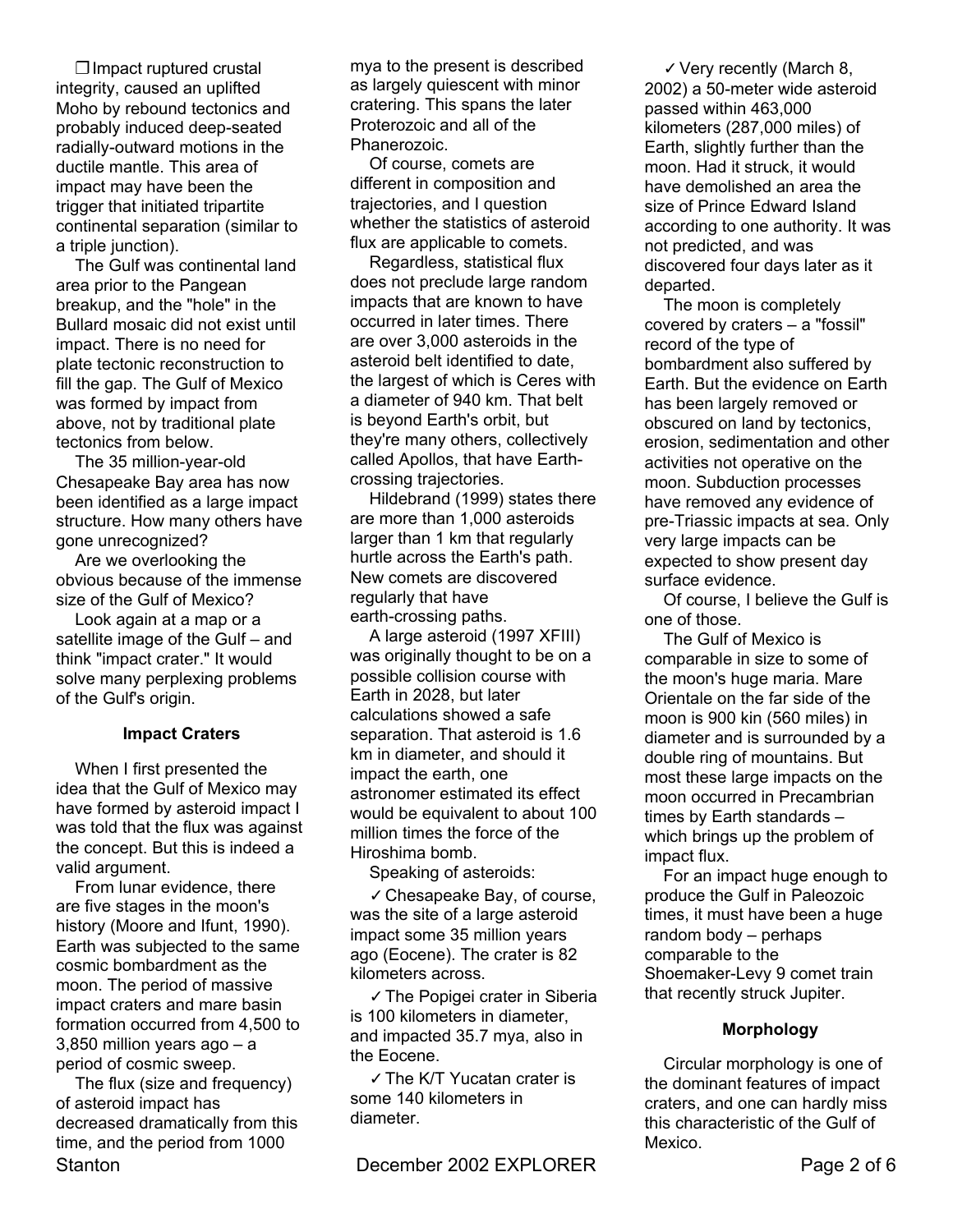❒ Impact ruptured crustal integrity, caused an uplifted Moho by rebound tectonics and probably induced deep-seated radially-outward motions in the ductile mantle. This area of impact may have been the trigger that initiated tripartite continental separation (similar to a triple junction).

The Gulf was continental land area prior to the Pangean breakup, and the "hole" in the Bullard mosaic did not exist until impact. There is no need for plate tectonic reconstruction to fill the gap. The Gulf of Mexico was formed by impact from above, not by traditional plate tectonics from below.

The 35 million-year-old Chesapeake Bay area has now been identified as a large impact structure. How many others have gone unrecognized?

Are we overlooking the obvious because of the immense size of the Gulf of Mexico?

Look again at a map or a satellite image of the Gulf – and think "impact crater." It would solve many perplexing problems of the Gulf's origin.

**Impact Craters**

When I first presented the idea that the Gulf of Mexico may have formed by asteroid impact I was told that the flux was against the concept. But this is indeed a valid argument.

From lunar evidence, there are five stages in the moon's history (Moore and Ifunt, 1990). Earth was subjected to the same cosmic bombardment as the moon. The period of massive impact craters and mare basin formation occurred from 4,500 to 3,850 million years ago – a period of cosmic sweep.

The flux (size and frequency) of asteroid impact has decreased dramatically from this time, and the period from 1000 mya to the present is described as largely quiescent with minor cratering. This spans the later Proterozoic and all of the Phanerozoic.

Of course, comets are different in composition and trajectories, and I question whether the statistics of asteroid flux are applicable to comets.

Regardless, statistical flux does not preclude large random impacts that are known to have occurred in later times. There are over 3,000 asteroids in the asteroid belt identified to date, the largest of which is Ceres with a diameter of 940 km. That belt is beyond Earth's orbit, but they're many others, collectively called Apollos, that have Earth-crossing trajectories.

Hildebrand (1999) states there are more than 1,000 asteroids larger than 1 km that regularly hurtle across the Earth's path. New comets are discovered regularly that have earth-crossing paths.

A large asteroid (1997 XFIII) was originally thought to be on a possible collision course with Earth in 2028, but later calculations showed a safe separation. That asteroid is 1.6 km in diameter, and should it impact the earth, one astronomer estimated its effect would be equivalent to about 100 million times the force of the Hiroshima bomb.

Speaking of asteroids:

✓ Chesapeake Bay, of course, was the site of a large asteroid impact some 35 million years ago (Eocene). The crater is 82 kilometers across.

✓ The Popigei crater in Siberia is 100 kilometers in diameter, and impacted 35.7 mya, also in the Eocene.

✓ The K/T Yucatan crater is some 140 kilometers in diameter.

✓ Very recently (March 8, 2002) a 50-meter wide asteroid passed within 463,000 kilometers (287,000 miles) of Earth, slightly further than the moon. Had it struck, it would have demolished an area the size of Prince Edward Island according to one authority. It was not predicted, and was discovered four days later as it departed.

The moon is completely covered by craters – a "fossil" record of the type of bombardment also suffered by Earth. But the evidence on Earth has been largely removed or obscured on land by tectonics, erosion, sedimentation and other activities not operative on the moon. Subduction processes have removed any evidence of pre-Triassic impacts at sea. Only very large impacts can be expected to show present day surface evidence.

Of course, I believe the Gulf is one of those.

The Gulf of Mexico is comparable in size to some of the moon's huge maria. Mare Orientale on the far side of the moon is 900 kin (560 miles) in diameter and is surrounded by a double ring of mountains. But most these large impacts on the moon occurred in Precambrian times by Earth standards – which brings up the problem of impact flux.

For an impact huge enough to produce the Gulf in Paleozoic times, it must have been a huge random body – perhaps comparable to the Shoemaker-Levy 9 comet train that recently struck Jupiter.

**Morphology**

Circular morphology is one of the dominant features of impact craters, and one can hardly miss this characteristic of the Gulf of Mexico.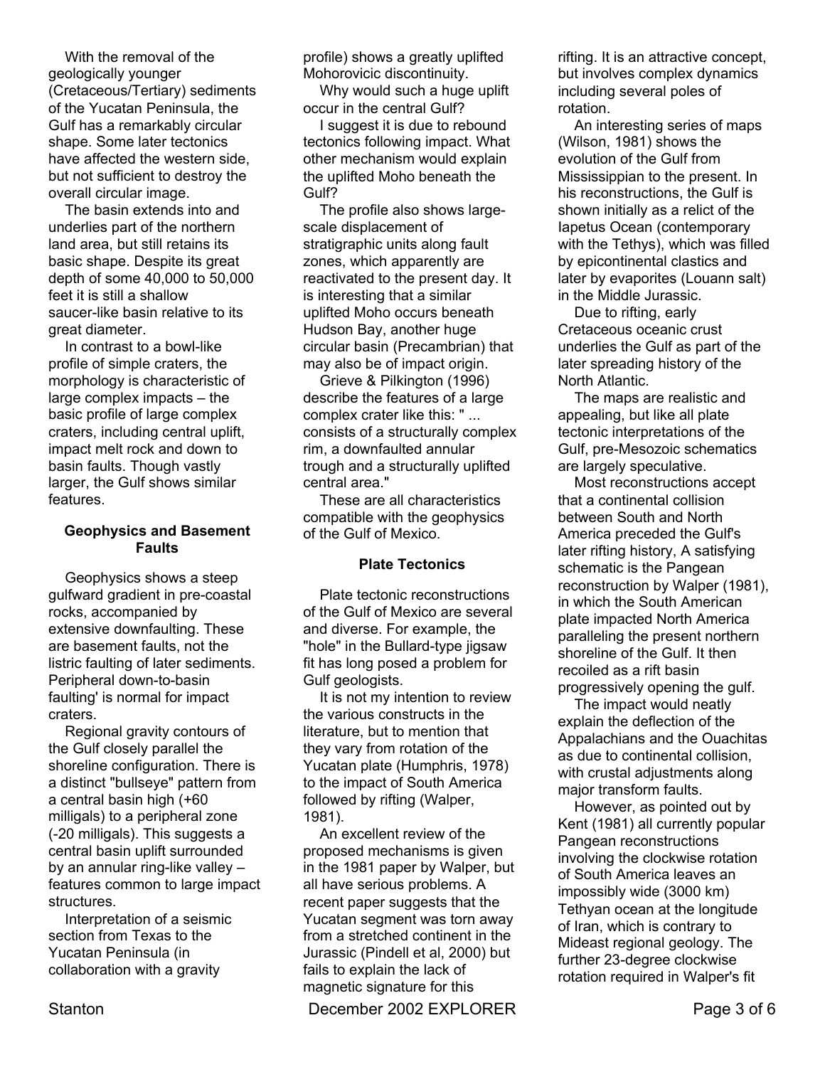With the removal of the geologically younger (Cretaceous/Tertiary) sediments of the Yucatan Peninsula, the Gulf has a remarkably circular shape. Some later tectonics have affected the western side, but not sufficient to destroy the overall circular image.

The basin extends into and underlies part of the northern land area, but still retains its basic shape. Despite its great depth of some 40,000 to 50,000 feet it is still a shallow saucer-like basin relative to its great diameter.

In contrast to a bowl-like profile of simple craters, the morphology is characteristic of large complex impacts – the basic profile of large complex craters, including central uplift, impact melt rock and down to basin faults. Though vastly larger, the Gulf shows similar features.

### Geophysics and Basement Faults

Geophysics shows a steep gulfward gradient in pre-coastal rocks, accompanied by extensive downfaulting. These are basement faults, not the listric faulting of later sediments. Peripheral down-to-basin faulting' is normal for impact craters.

Regional gravity contours of the Gulf closely parallel the shoreline configuration. There is a distinct "bullseye" pattern from a central basin high (+60 milligals) to a peripheral zone (-20 milligals). This suggests a central basin uplift surrounded by an annular ring-like valley – features common to large impact structures.

Interpretation of a seismic section from Texas to the Yucatan Peninsula (in collaboration with a gravity profile) shows a greatly uplifted Mohorovicic discontinuity.

Why would such a huge uplift occur in the central Gulf?

I suggest it is due to rebound tectonics following impact. What other mechanism would explain the uplifted Moho beneath the Gulf?

The profile also shows large-scale displacement of stratigraphic units along fault zones, which apparently are reactivated to the present day. It is interesting that a similar uplifted Moho occurs beneath Hudson Bay, another huge circular basin (Precambrian) that may also be of impact origin.

Grieve & Pilkington (1996) describe the features of a large complex crater like this: " ... consists of a structurally complex rim, a downfaulted annular trough and a structurally uplifted central area."

These are all characteristics compatible with the geophysics of the Gulf of Mexico.

### Plate Tectonics

Plate tectonic reconstructions of the Gulf of Mexico are several and diverse. For example, the "hole" in the Bullard-type jigsaw fit has long posed a problem for Gulf geologists.

It is not my intention to review the various constructs in the literature, but to mention that they vary from rotation of the Yucatan plate (Humphris, 1978) to the impact of South America followed by rifting (Walper, 1981).

An excellent review of the proposed mechanisms is given in the 1981 paper by Walper, but all have serious problems. A recent paper suggests that the Yucatan segment was torn away from a stretched continent in the Jurassic (Pindell et al, 2000) but fails to explain the lack of magnetic signature for this rifting. It is an attractive concept, but involves complex dynamics including several poles of rotation.

An interesting series of maps (Wilson, 1981) shows the evolution of the Gulf from Mississippian to the present. In his reconstructions, the Gulf is shown initially as a relict of the Iapetus Ocean (contemporary with the Tethys), which was filled by epicontinental clastics and later by evaporites (Louann salt) in the Middle Jurassic.

Due to rifting, early Cretaceous oceanic crust underlies the Gulf as part of the later spreading history of the North Atlantic.

The maps are realistic and appealing, but like all plate tectonic interpretations of the Gulf, pre-Mesozoic schematics are largely speculative.

Most reconstructions accept that a continental collision between South and North America preceded the Gulf's later rifting history, A satisfying schematic is the Pangean reconstruction by Walper (1981), in which the South American plate impacted North America paralleling the present northern shoreline of the Gulf. It then recoiled as a rift basin progressively opening the gulf.

The impact would neatly explain the deflection of the Appalachians and the Ouachitas as due to continental collision, with crustal adjustments along major transform faults.

However, as pointed out by Kent (1981) all currently popular Pangean reconstructions involving the clockwise rotation of South America leaves an impossibly wide (3000 km) Tethyan ocean at the longitude of Iran, which is contrary to Mideast regional geology. The further 23-degree clockwise rotation required in Walper's fit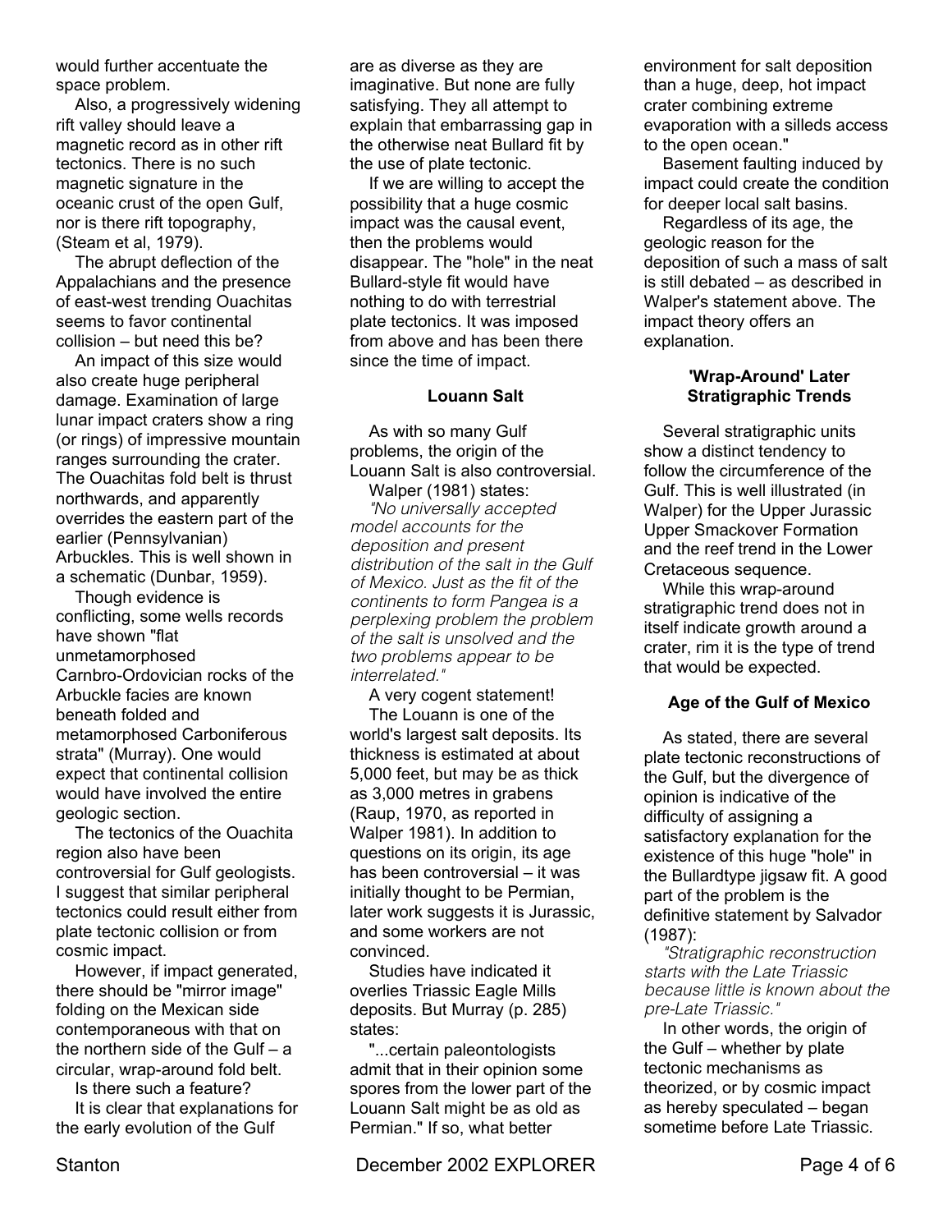would further accentuate the space problem.

Also, a progressively widening rift valley should leave a magnetic record as in other rift tectonics. There is no such magnetic signature in the oceanic crust of the open Gulf, nor is there rift topography, (Steam et al, 1979).

The abrupt deflection of the Appalachians and the presence of east-west trending Ouachitas seems to favor continental collision – but need this be?

An impact of this size would also create huge peripheral damage. Examination of large lunar impact craters show a ring (or rings) of impressive mountain ranges surrounding the crater. The Ouachitas fold belt is thrust northwards, and apparently overrides the eastern part of the earlier (Pennsylvanian) Arbuckles. This is well shown in a schematic (Dunbar, 1959).

Though evidence is conflicting, some wells records have shown "flat unmetamorphosed Carnbro-Ordovician rocks of the Arbuckle facies are known beneath folded and metamorphosed Carboniferous strata" (Murray). One would expect that continental collision would have involved the entire geologic section.

The tectonics of the Ouachita region also have been controversial for Gulf geologists. I suggest that similar peripheral tectonics could result either from plate tectonic collision or from cosmic impact.

However, if impact generated, there should be "mirror image" folding on the Mexican side contemporaneous with that on the northern side of the Gulf – a circular, wrap-around fold belt.

Is there such a feature?

It is clear that explanations for the early evolution of the Gulf are as diverse as they are imaginative. But none are fully satisfying. They all attempt to explain that embarrassing gap in the otherwise neat Bullard fit by the use of plate tectonic.

If we are willing to accept the possibility that a huge cosmic impact was the causal event, then the problems would disappear. The "hole" in the neat Bullard-style fit would have nothing to do with terrestrial plate tectonics. It was imposed from above and has been there since the time of impact.

**Louann Salt**

As with so many Gulf problems, the origin of the Louann Salt is also controversial.

Walper (1981) states:

*"No universally accepted model accounts for the deposition and present distribution of the salt in the Gulf of Mexico. Just as the fit of the continents to form Pangea is a perplexing problem the problem of the salt is unsolved and the two problems appear to be interrelated."*

A very cogent statement!

The Louann is one of the world's largest salt deposits. Its thickness is estimated at about 5,000 feet, but may be as thick as 3,000 metres in grabens (Raup, 1970, as reported in Walper 1981). In addition to questions on its origin, its age has been controversial – it was initially thought to be Permian, later work suggests it is Jurassic, and some workers are not convinced.

Studies have indicated it overlies Triassic Eagle Mills deposits. But Murray (p. 285) states:

"...certain paleontologists admit that in their opinion some spores from the lower part of the Louann Salt might be as old as Permian." If so, what better environment for salt deposition than a huge, deep, hot impact crater combining extreme evaporation with a silleds access to the open ocean."

Basement faulting induced by impact could create the condition for deeper local salt basins.

Regardless of its age, the geologic reason for the deposition of such a mass of salt is still debated – as described in Walper's statement above. The impact theory offers an explanation.

**'Wrap-Around' Later Stratigraphic Trends**

Several stratigraphic units show a distinct tendency to follow the circumference of the Gulf. This is well illustrated (in Walper) for the Upper Jurassic Upper Smackover Formation and the reef trend in the Lower Cretaceous sequence.

While this wrap-around stratigraphic trend does not in itself indicate growth around a crater, rim it is the type of trend that would be expected.

**Age of the Gulf of Mexico**

As stated, there are several plate tectonic reconstructions of the Gulf, but the divergence of opinion is indicative of the difficulty of assigning a satisfactory explanation for the existence of this huge "hole" in the Bullardtype jigsaw fit. A good part of the problem is the definitive statement by Salvador (1987):

*"Stratigraphic reconstruction starts with the Late Triassic because little is known about the pre-Late Triassic."*

In other words, the origin of the Gulf – whether by plate tectonic mechanisms as theorized, or by cosmic impact as hereby speculated – began sometime before Late Triassic.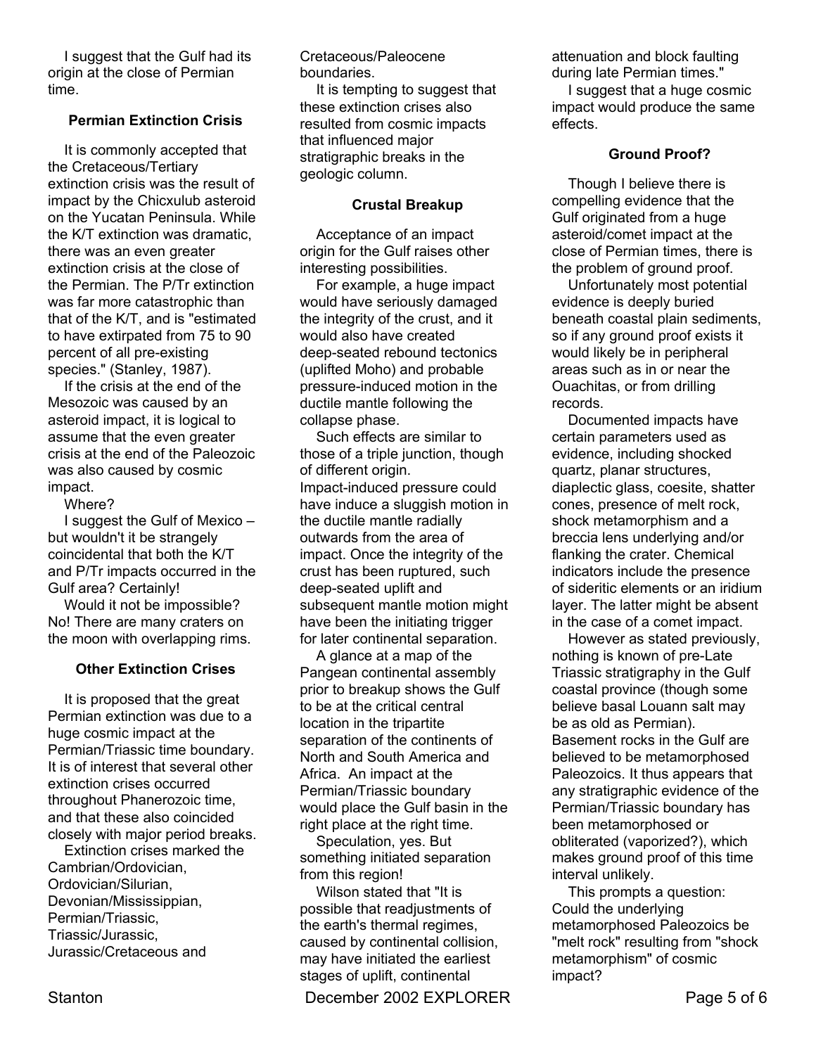I suggest that the Gulf had its origin at the close of Permian time.

### Permian Extinction Crisis

It is commonly accepted that the Cretaceous/Tertiary extinction crisis was the result of impact by the Chicxulub asteroid on the Yucatan Peninsula. While the K/T extinction was dramatic, there was an even greater extinction crisis at the close of the Permian. The P/Tr extinction was far more catastrophic than that of the K/T, and is "estimated to have extirpated from 75 to 90 percent of all pre-existing species." (Stanley, 1987).

If the crisis at the end of the Mesozoic was caused by an asteroid impact, it is logical to assume that the even greater crisis at the end of the Paleozoic was also caused by cosmic impact.

Where?

I suggest the Gulf of Mexico – but wouldn't it be strangely coincidental that both the K/T and P/Tr impacts occurred in the Gulf area? Certainly!

Would it not be impossible? No! There are many craters on the moon with overlapping rims.

### Other Extinction Crises

It is proposed that the great Permian extinction was due to a huge cosmic impact at the Permian/Triassic time boundary. It is of interest that several other extinction crises occurred throughout Phanerozoic time, and that these also coincided closely with major period breaks.

Extinction crises marked the Cambrian/Ordovician, Ordovician/Silurian, Devonian/Mississippian, Permian/Triassic, Triassic/Jurassic, Jurassic/Cretaceous and Cretaceous/Paleocene boundaries.

It is tempting to suggest that these extinction crises also resulted from cosmic impacts that influenced major stratigraphic breaks in the geologic column.

### Crustal Breakup

Acceptance of an impact origin for the Gulf raises other interesting possibilities.

For example, a huge impact would have seriously damaged the integrity of the crust, and it would also have created deep-seated rebound tectonics (uplifted Moho) and probable pressure-induced motion in the ductile mantle following the collapse phase.

Such effects are similar to those of a triple junction, though of different origin. Impact-induced pressure could have induce a sluggish motion in the ductile mantle radially outwards from the area of impact. Once the integrity of the crust has been ruptured, such deep-seated uplift and subsequent mantle motion might have been the initiating trigger for later continental separation.

A glance at a map of the Pangean continental assembly prior to breakup shows the Gulf to be at the critical central location in the tripartite separation of the continents of North and South America and Africa. An impact at the Permian/Triassic boundary would place the Gulf basin in the right place at the right time.

Speculation, yes. But something initiated separation from this region!

Wilson stated that "It is possible that readjustments of the earth's thermal regimes, caused by continental collision, may have initiated the earliest stages of uplift, continental attenuation and block faulting during late Permian times."

I suggest that a huge cosmic impact would produce the same effects.

### Ground Proof?

Though I believe there is compelling evidence that the Gulf originated from a huge asteroid/comet impact at the close of Permian times, there is the problem of ground proof.

Unfortunately most potential evidence is deeply buried beneath coastal plain sediments, so if any ground proof exists it would likely be in peripheral areas such as in or near the Ouachitas, or from drilling records.

Documented impacts have certain parameters used as evidence, including shocked quartz, planar structures, diaplectic glass, coesite, shatter cones, presence of melt rock, shock metamorphism and a breccia lens underlying and/or flanking the crater. Chemical indicators include the presence of sideritic elements or an iridium layer. The latter might be absent in the case of a comet impact.

However as stated previously, nothing is known of pre-Late Triassic stratigraphy in the Gulf coastal province (though some believe basal Louann salt may be as old as Permian). Basement rocks in the Gulf are believed to be metamorphosed Paleozoics. It thus appears that any stratigraphic evidence of the Permian/Triassic boundary has been metamorphosed or obliterated (vaporized?), which makes ground proof of this time interval unlikely.

This prompts a question: Could the underlying metamorphosed Paleozoics be "melt rock" resulting from "shock metamorphism" of cosmic impact?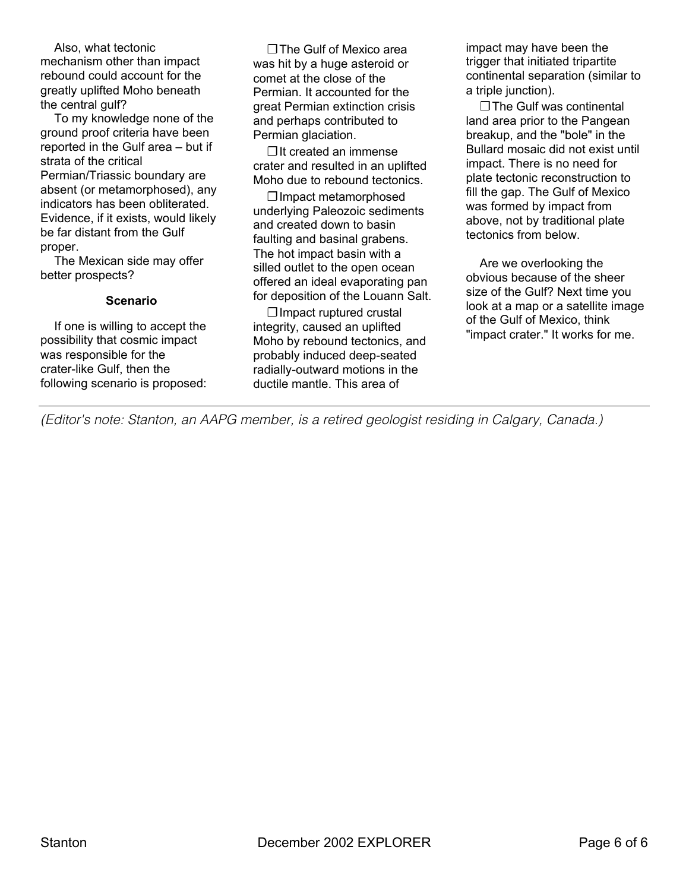Also, what tectonic mechanism other than impact rebound could account for the greatly uplifted Moho beneath the central gulf?

To my knowledge none of the ground proof criteria have been reported in the Gulf area – but if strata of the critical Permian/Triassic boundary are absent (or metamorphosed), any indicators has been obliterated. Evidence, if it exists, would likely be far distant from the Gulf proper.

The Mexican side may offer better prospects?

**Scenario**

If one is willing to accept the possibility that cosmic impact was responsible for the crater-like Gulf, then the following scenario is proposed:

❒ The Gulf of Mexico area was hit by a huge asteroid or comet at the close of the Permian. It accounted for the great Permian extinction crisis and perhaps contributed to Permian glaciation.

❒ It created an immense crater and resulted in an uplifted Moho due to rebound tectonics.

❒ Impact metamorphosed underlying Paleozoic sediments and created down to basin faulting and basinal grabens. The hot impact basin with a silled outlet to the open ocean offered an ideal evaporating pan for deposition of the Louann Salt.

❒ Impact ruptured crustal integrity, caused an uplifted Moho by rebound tectonics, and probably induced deep-seated radially-outward motions in the ductile mantle. This area of impact may have been the trigger that initiated tripartite continental separation (similar to a triple junction).

❒ The Gulf was continental land area prior to the Pangean breakup, and the "bole" in the Bullard mosaic did not exist until impact. There is no need for plate tectonic reconstruction to fill the gap. The Gulf of Mexico was formed by impact from above, not by traditional plate tectonics from below.

Are we overlooking the obvious because of the sheer size of the Gulf? Next time you look at a map or a satellite image of the Gulf of Mexico, think "impact crater." It works for me.

---

*(Editor's note: Stanton, an AAPG member, is a retired geologist residing in Calgary, Canada.)*